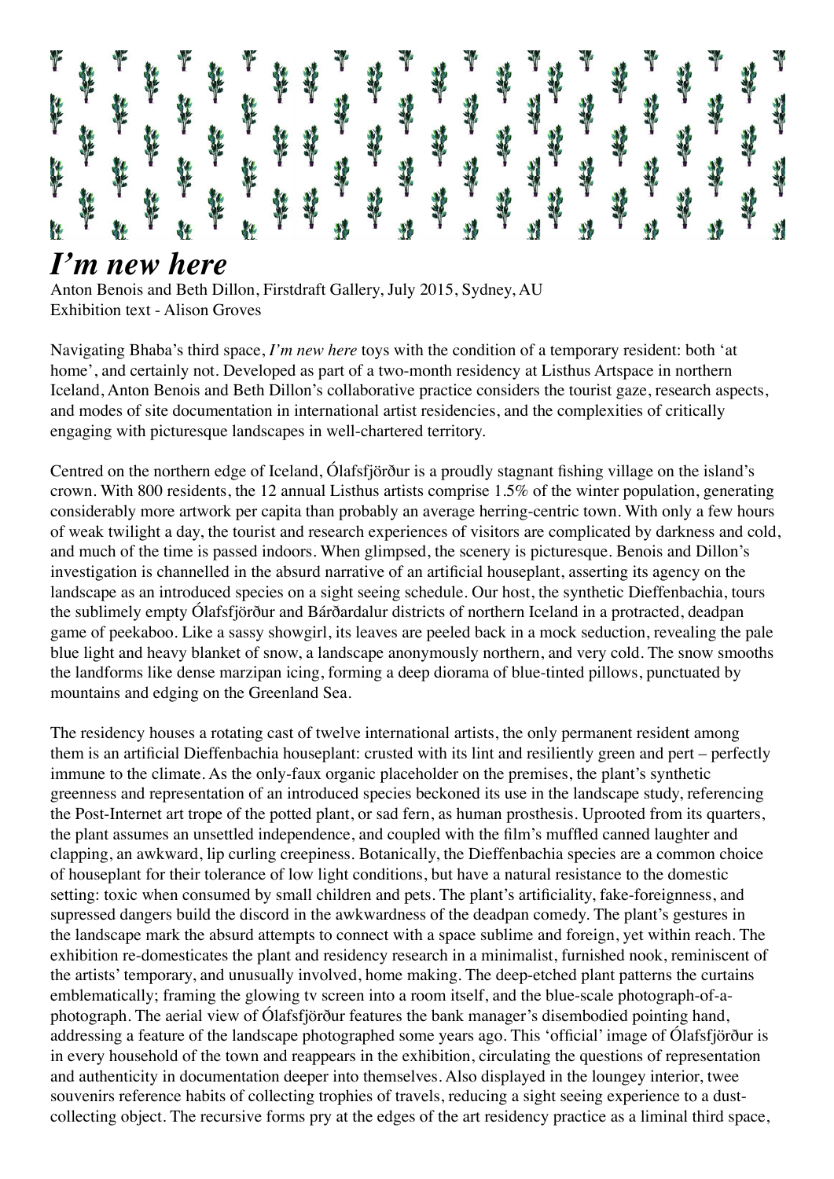# *I'm new here*

Anton Benois and Beth Dillon, Firstdraft Gallery, July 2015, Sydney, AU
Exhibition text - Alison Groves

Navigating Bhaba's third space, *I'm new here* toys with the condition of a temporary resident: both 'at home', and certainly not. Developed as part of a two-month residency at Listhus Artspace in northern Iceland, Anton Benois and Beth Dillon's collaborative practice considers the tourist gaze, research aspects, and modes of site documentation in international artist residencies, and the complexities of critically engaging with picturesque landscapes in well-chartered territory.

Centred on the northern edge of Iceland, Ólafsfjörður is a proudly stagnant fishing village on the island's crown. With 800 residents, the 12 annual Listhus artists comprise 1.5% of the winter population, generating considerably more artwork per capita than probably an average herring-centric town. With only a few hours of weak twilight a day, the tourist and research experiences of visitors are complicated by darkness and cold, and much of the time is passed indoors. When glimpsed, the scenery is picturesque. Benois and Dillon's investigation is channelled in the absurd narrative of an artificial houseplant, asserting its agency on the landscape as an introduced species on a sight seeing schedule. Our host, the synthetic Dieffenbachia, tours the sublimely empty Ólafsfjörður and Bárðardalur districts of northern Iceland in a protracted, deadpan game of peekaboo. Like a sassy showgirl, its leaves are peeled back in a mock seduction, revealing the pale blue light and heavy blanket of snow, a landscape anonymously northern, and very cold. The snow smooths the landforms like dense marzipan icing, forming a deep diorama of blue-tinted pillows, punctuated by mountains and edging on the Greenland Sea.

The residency houses a rotating cast of twelve international artists, the only permanent resident among them is an artificial Dieffenbachia houseplant: crusted with its lint and resiliently green and pert – perfectly immune to the climate. As the only-faux organic placeholder on the premises, the plant's synthetic greenness and representation of an introduced species beckoned its use in the landscape study, referencing the Post-Internet art trope of the potted plant, or sad fern, as human prosthesis. Uprooted from its quarters, the plant assumes an unsettled independence, and coupled with the film's muffled canned laughter and clapping, an awkward, lip curling creepiness. Botanically, the Dieffenbachia species are a common choice of houseplant for their tolerance of low light conditions, but have a natural resistance to the domestic setting: toxic when consumed by small children and pets. The plant's artificiality, fake-foreigness, and supressed dangers build the discord in the awkwardness of the deadpan comedy. The plant's gestures in the landscape mark the absurd attempts to connect with a space sublime and foreign, yet within reach. The exhibition re-domesticates the plant and residency research in a minimalist, furnished nook, reminiscent of the artists' temporary, and unusually involved, home making. The deep-etched plant patterns the curtains emblematically; framing the glowing tv screen into a room itself, and the blue-scale photograph-of-a-photograph. The aerial view of Ólafsfjörður features the bank manager's disembodied pointing hand, addressing a feature of the landscape photographed some years ago. This 'official' image of Ólafsfjörður is in every household of the town and reappears in the exhibition, circulating the questions of representation and authenticity in documentation deeper into themselves. Also displayed in the loungey interior, twee souvenirs reference habits of collecting trophies of travels, reducing a sight seeing experience to a dust-collecting object. The recursive forms pry at the edges of the art residency practice as a liminal third space,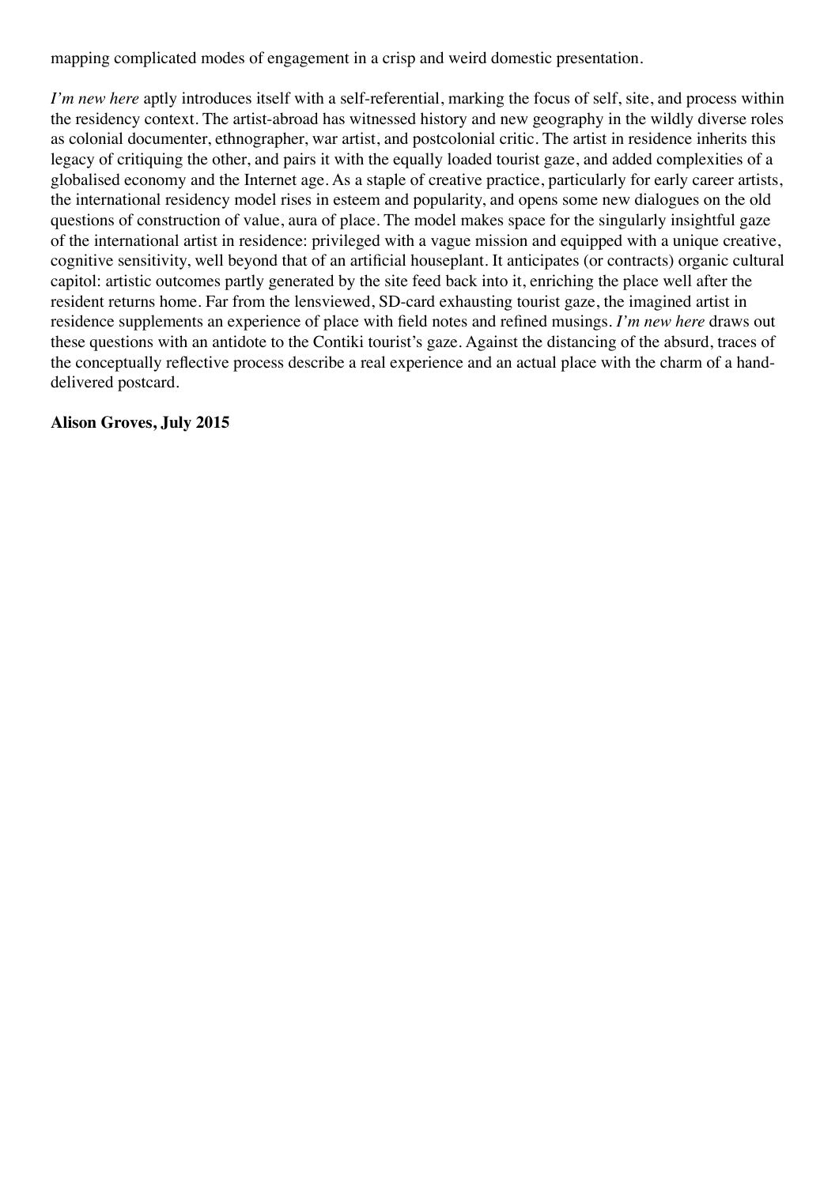mapping complicated modes of engagement in a crisp and weird domestic presentation.

*I'm new here* aptly introduces itself with a self-referential, marking the focus of self, site, and process within the residency context. The artist-abroad has witnessed history and new geography in the wildly diverse roles as colonial documenter, ethnographer, war artist, and postcolonial critic. The artist in residence inherits this legacy of critiquing the other, and pairs it with the equally loaded tourist gaze, and added complexities of a globalised economy and the Internet age. As a staple of creative practice, particularly for early career artists, the international residency model rises in esteem and popularity, and opens some new dialogues on the old questions of construction of value, aura of place. The model makes space for the singularly insightful gaze of the international artist in residence: privileged with a vague mission and equipped with a unique creative, cognitive sensitivity, well beyond that of an artificial houseplant. It anticipates (or contracts) organic cultural capitol: artistic outcomes partly generated by the site feed back into it, enriching the place well after the resident returns home. Far from the lensviewed, SD-card exhausting tourist gaze, the imagined artist in residence supplements an experience of place with field notes and refined musings. *I'm new here* draws out these questions with an antidote to the Contiki tourist's gaze. Against the distancing of the absurd, traces of the conceptually reflective process describe a real experience and an actual place with the charm of a hand-delivered postcard.

**Alison Groves, July 2015**